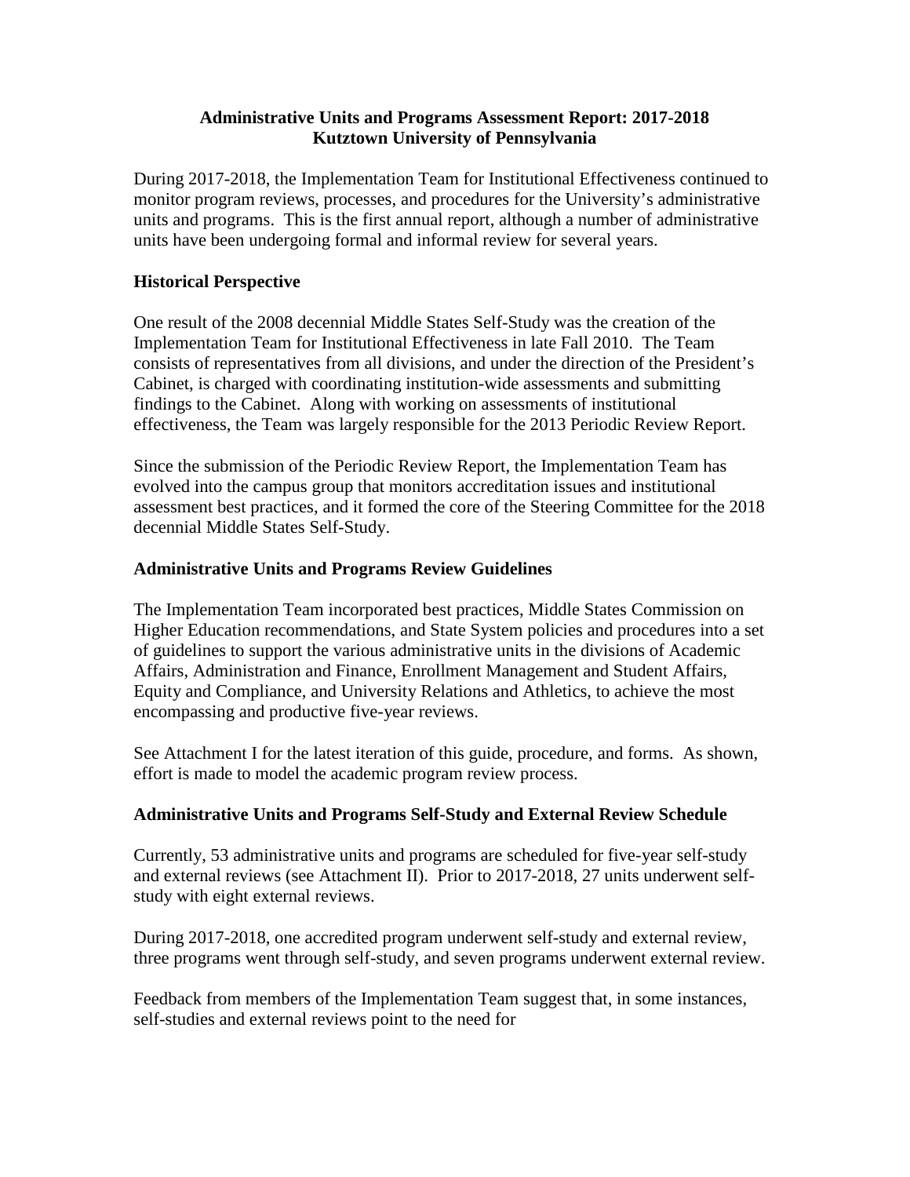# Administrative Units and Programs Assessment Report: 2017-2018
# Kutztown University of Pennsylvania

During 2017-2018, the Implementation Team for Institutional Effectiveness continued to monitor program reviews, processes, and procedures for the University's administrative units and programs. This is the first annual report, although a number of administrative units have been undergoing formal and informal review for several years.

## Historical Perspective

One result of the 2008 decennial Middle States Self-Study was the creation of the Implementation Team for Institutional Effectiveness in late Fall 2010. The Team consists of representatives from all divisions, and under the direction of the President's Cabinet, is charged with coordinating institution-wide assessments and submitting findings to the Cabinet. Along with working on assessments of institutional effectiveness, the Team was largely responsible for the 2013 Periodic Review Report.

Since the submission of the Periodic Review Report, the Implementation Team has evolved into the campus group that monitors accreditation issues and institutional assessment best practices, and it formed the core of the Steering Committee for the 2018 decennial Middle States Self-Study.

## Administrative Units and Programs Review Guidelines

The Implementation Team incorporated best practices, Middle States Commission on Higher Education recommendations, and State System policies and procedures into a set of guidelines to support the various administrative units in the divisions of Academic Affairs, Administration and Finance, Enrollment Management and Student Affairs, Equity and Compliance, and University Relations and Athletics, to achieve the most encompassing and productive five-year reviews.

See Attachment I for the latest iteration of this guide, procedure, and forms. As shown, effort is made to model the academic program review process.

## Administrative Units and Programs Self-Study and External Review Schedule

Currently, 53 administrative units and programs are scheduled for five-year self-study and external reviews (see Attachment II). Prior to 2017-2018, 27 units underwent self-study with eight external reviews.

During 2017-2018, one accredited program underwent self-study and external review, three programs went through self-study, and seven programs underwent external review.

Feedback from members of the Implementation Team suggest that, in some instances, self-studies and external reviews point to the need for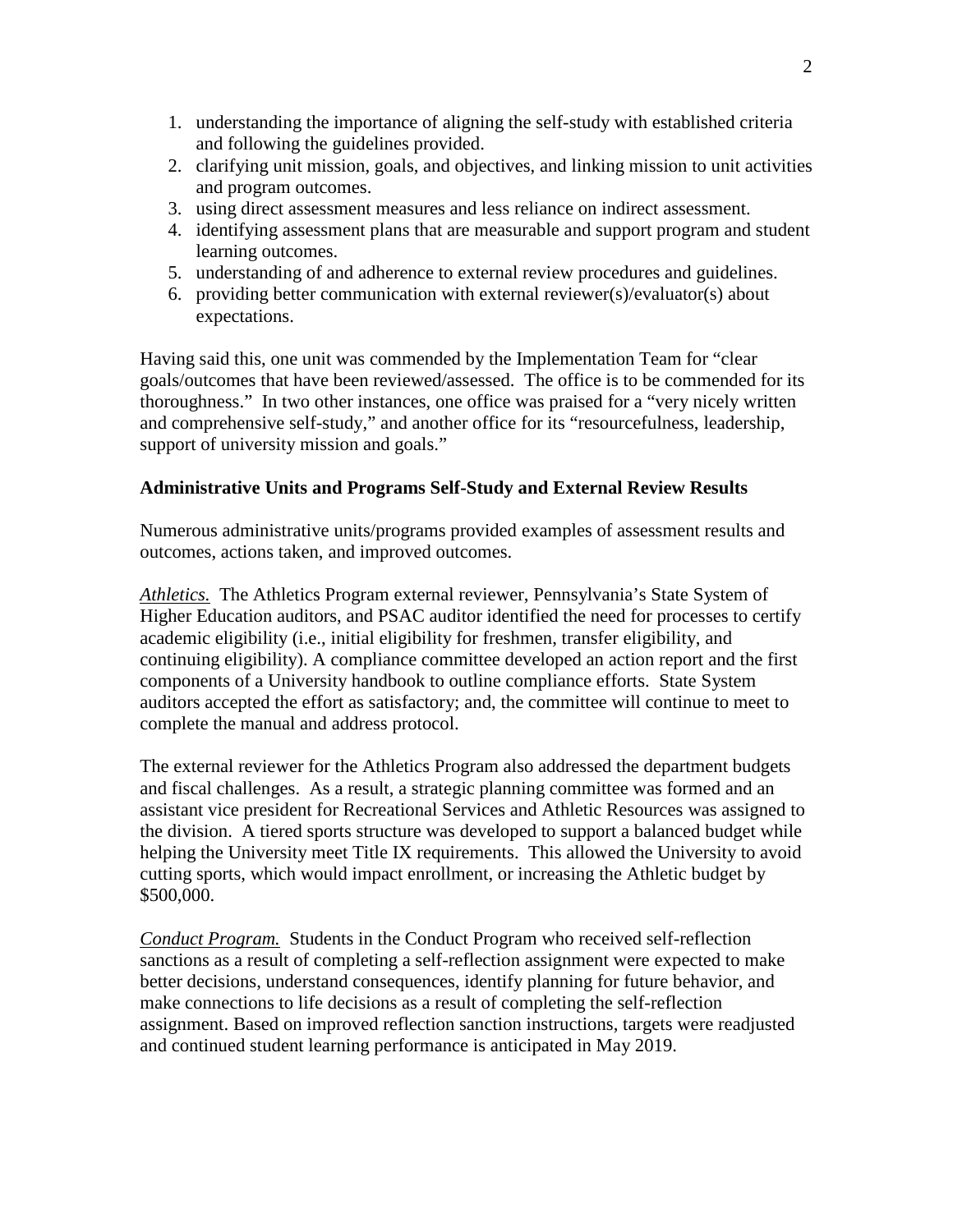1. understanding the importance of aligning the self-study with established criteria and following the guidelines provided.
2. clarifying unit mission, goals, and objectives, and linking mission to unit activities and program outcomes.
3. using direct assessment measures and less reliance on indirect assessment.
4. identifying assessment plans that are measurable and support program and student learning outcomes.
5. understanding of and adherence to external review procedures and guidelines.
6. providing better communication with external reviewer(s)/evaluator(s) about expectations.

Having said this, one unit was commended by the Implementation Team for "clear goals/outcomes that have been reviewed/assessed. The office is to be commended for its thoroughness." In two other instances, one office was praised for a "very nicely written and comprehensive self-study," and another office for its "resourcefulness, leadership, support of university mission and goals."

**Administrative Units and Programs Self-Study and External Review Results**

Numerous administrative units/programs provided examples of assessment results and outcomes, actions taken, and improved outcomes.

*Athletics.* The Athletics Program external reviewer, Pennsylvania's State System of Higher Education auditors, and PSAC auditor identified the need for processes to certify academic eligibility (i.e., initial eligibility for freshmen, transfer eligibility, and continuing eligibility). A compliance committee developed an action report and the first components of a University handbook to outline compliance efforts. State System auditors accepted the effort as satisfactory; and, the committee will continue to meet to complete the manual and address protocol.

The external reviewer for the Athletics Program also addressed the department budgets and fiscal challenges. As a result, a strategic planning committee was formed and an assistant vice president for Recreational Services and Athletic Resources was assigned to the division. A tiered sports structure was developed to support a balanced budget while helping the University meet Title IX requirements. This allowed the University to avoid cutting sports, which would impact enrollment, or increasing the Athletic budget by $500,000.

*Conduct Program.* Students in the Conduct Program who received self-reflection sanctions as a result of completing a self-reflection assignment were expected to make better decisions, understand consequences, identify planning for future behavior, and make connections to life decisions as a result of completing the self-reflection assignment. Based on improved reflection sanction instructions, targets were readjusted and continued student learning performance is anticipated in May 2019.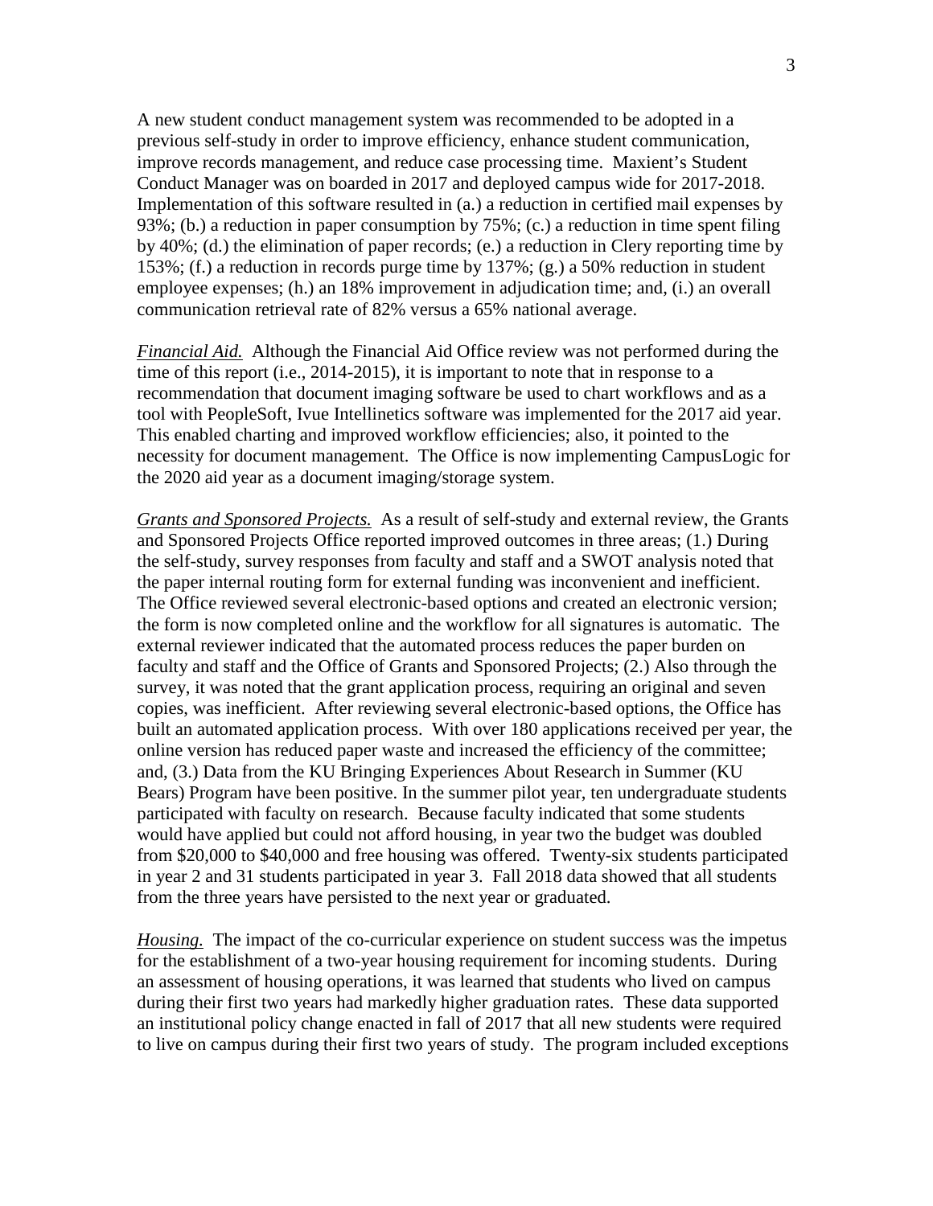A new student conduct management system was recommended to be adopted in a previous self-study in order to improve efficiency, enhance student communication, improve records management, and reduce case processing time. Maxient's Student Conduct Manager was on boarded in 2017 and deployed campus wide for 2017-2018. Implementation of this software resulted in (a.) a reduction in certified mail expenses by 93%; (b.) a reduction in paper consumption by 75%; (c.) a reduction in time spent filing by 40%; (d.) the elimination of paper records; (e.) a reduction in Clery reporting time by 153%; (f.) a reduction in records purge time by 137%; (g.) a 50% reduction in student employee expenses; (h.) an 18% improvement in adjudication time; and, (i.) an overall communication retrieval rate of 82% versus a 65% national average.

*Financial Aid.* Although the Financial Aid Office review was not performed during the time of this report (i.e., 2014-2015), it is important to note that in response to a recommendation that document imaging software be used to chart workflows and as a tool with PeopleSoft, Ivue Intellinetics software was implemented for the 2017 aid year. This enabled charting and improved workflow efficiencies; also, it pointed to the necessity for document management. The Office is now implementing CampusLogic for the 2020 aid year as a document imaging/storage system.

*Grants and Sponsored Projects.* As a result of self-study and external review, the Grants and Sponsored Projects Office reported improved outcomes in three areas; (1.) During the self-study, survey responses from faculty and staff and a SWOT analysis noted that the paper internal routing form for external funding was inconvenient and inefficient. The Office reviewed several electronic-based options and created an electronic version; the form is now completed online and the workflow for all signatures is automatic. The external reviewer indicated that the automated process reduces the paper burden on faculty and staff and the Office of Grants and Sponsored Projects; (2.) Also through the survey, it was noted that the grant application process, requiring an original and seven copies, was inefficient. After reviewing several electronic-based options, the Office has built an automated application process. With over 180 applications received per year, the online version has reduced paper waste and increased the efficiency of the committee; and, (3.) Data from the KU Bringing Experiences About Research in Summer (KU Bears) Program have been positive. In the summer pilot year, ten undergraduate students participated with faculty on research. Because faculty indicated that some students would have applied but could not afford housing, in year two the budget was doubled from $20,000 to $40,000 and free housing was offered. Twenty-six students participated in year 2 and 31 students participated in year 3. Fall 2018 data showed that all students from the three years have persisted to the next year or graduated.

*Housing.* The impact of the co-curricular experience on student success was the impetus for the establishment of a two-year housing requirement for incoming students. During an assessment of housing operations, it was learned that students who lived on campus during their first two years had markedly higher graduation rates. These data supported an institutional policy change enacted in fall of 2017 that all new students were required to live on campus during their first two years of study. The program included exceptions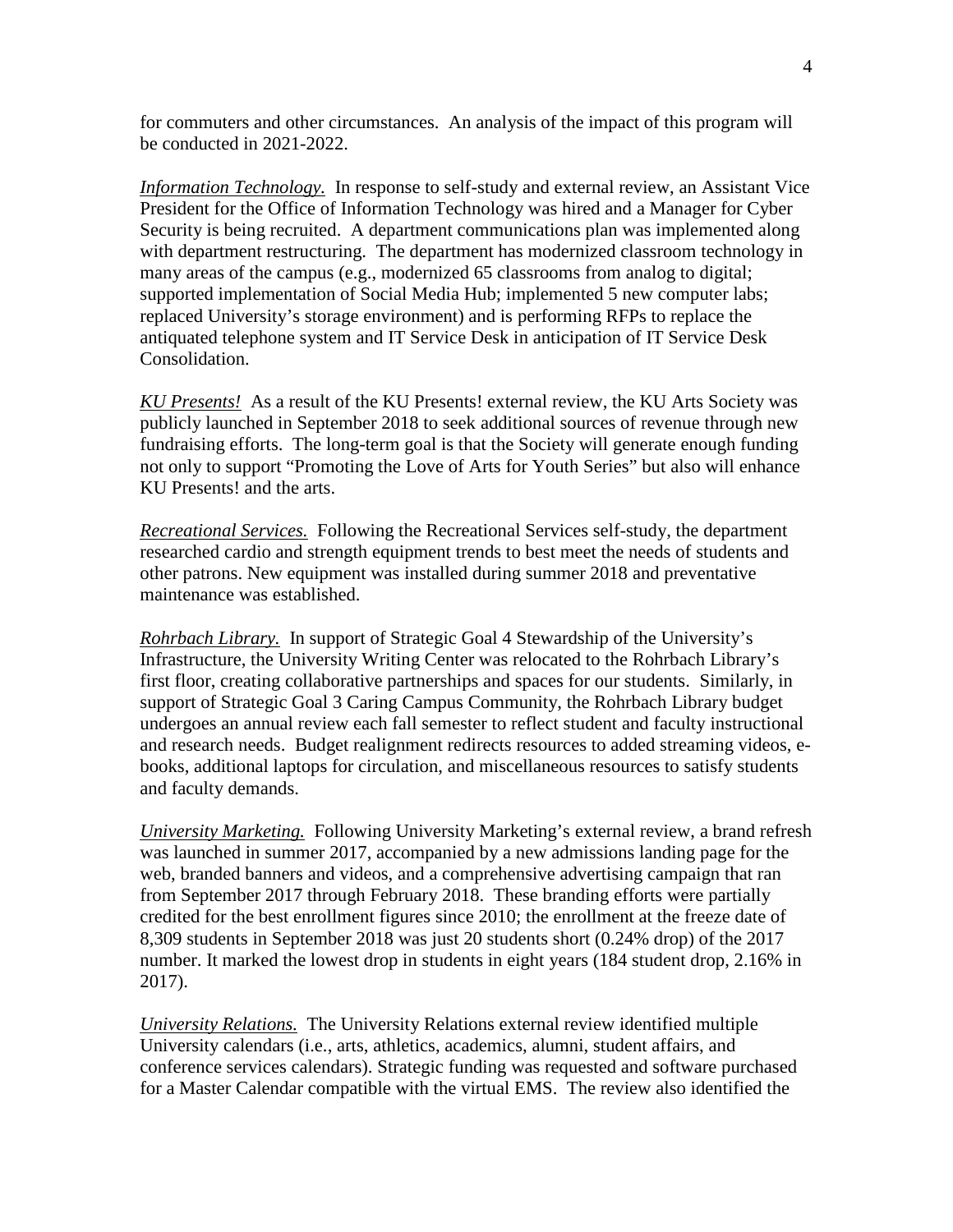for commuters and other circumstances. An analysis of the impact of this program will be conducted in 2021-2022.

*Information Technology.* In response to self-study and external review, an Assistant Vice President for the Office of Information Technology was hired and a Manager for Cyber Security is being recruited. A department communications plan was implemented along with department restructuring. The department has modernized classroom technology in many areas of the campus (e.g., modernized 65 classrooms from analog to digital; supported implementation of Social Media Hub; implemented 5 new computer labs; replaced University's storage environment) and is performing RFPs to replace the antiquated telephone system and IT Service Desk in anticipation of IT Service Desk Consolidation.

*KU Presents!* As a result of the KU Presents! external review, the KU Arts Society was publicly launched in September 2018 to seek additional sources of revenue through new fundraising efforts. The long-term goal is that the Society will generate enough funding not only to support "Promoting the Love of Arts for Youth Series" but also will enhance KU Presents! and the arts.

*Recreational Services.* Following the Recreational Services self-study, the department researched cardio and strength equipment trends to best meet the needs of students and other patrons. New equipment was installed during summer 2018 and preventative maintenance was established.

*Rohrbach Library.* In support of Strategic Goal 4 Stewardship of the University's Infrastructure, the University Writing Center was relocated to the Rohrbach Library's first floor, creating collaborative partnerships and spaces for our students. Similarly, in support of Strategic Goal 3 Caring Campus Community, the Rohrbach Library budget undergoes an annual review each fall semester to reflect student and faculty instructional and research needs. Budget realignment redirects resources to added streaming videos, e-books, additional laptops for circulation, and miscellaneous resources to satisfy students and faculty demands.

*University Marketing.* Following University Marketing's external review, a brand refresh was launched in summer 2017, accompanied by a new admissions landing page for the web, branded banners and videos, and a comprehensive advertising campaign that ran from September 2017 through February 2018. These branding efforts were partially credited for the best enrollment figures since 2010; the enrollment at the freeze date of 8,309 students in September 2018 was just 20 students short (0.24% drop) of the 2017 number. It marked the lowest drop in students in eight years (184 student drop, 2.16% in 2017).

*University Relations.* The University Relations external review identified multiple University calendars (i.e., arts, athletics, academics, alumni, student affairs, and conference services calendars). Strategic funding was requested and software purchased for a Master Calendar compatible with the virtual EMS. The review also identified the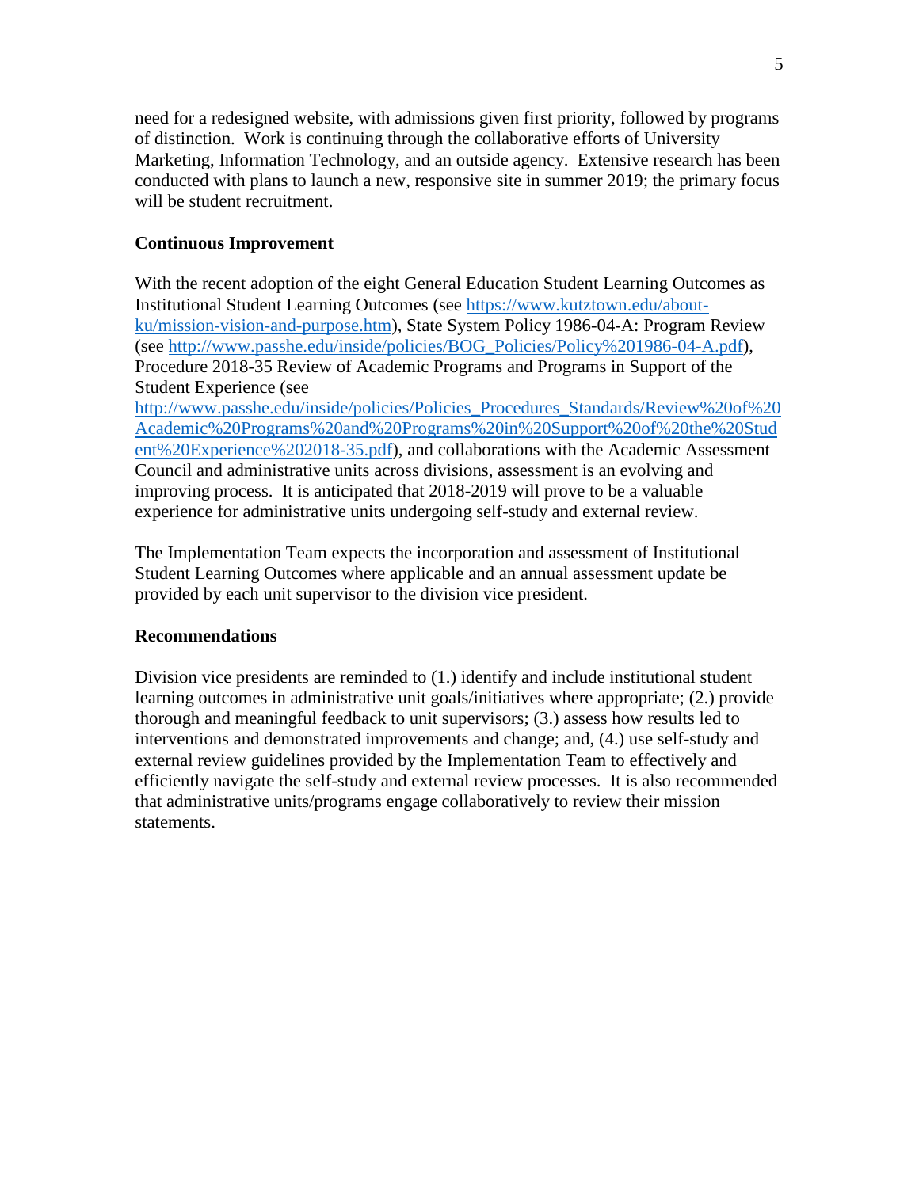need for a redesigned website, with admissions given first priority, followed by programs of distinction. Work is continuing through the collaborative efforts of University Marketing, Information Technology, and an outside agency. Extensive research has been conducted with plans to launch a new, responsive site in summer 2019; the primary focus will be student recruitment.

**Continuous Improvement**

With the recent adoption of the eight General Education Student Learning Outcomes as Institutional Student Learning Outcomes (see [https://www.kutztown.edu/about-ku/mission-vision-and-purpose.htm](https://www.kutztown.edu/about-ku/mission-vision-and-purpose.htm)), State System Policy 1986-04-A: Program Review (see [http://www.passhe.edu/inside/policies/BOG_Policies/Policy%201986-04-A.pdf](http://www.passhe.edu/inside/policies/BOG_Policies/Policy%201986-04-A.pdf)), Procedure 2018-35 Review of Academic Programs and Programs in Support of the Student Experience (see [http://www.passhe.edu/inside/policies/Policies_Procedures_Standards/Review%20of%20Academic%20Programs%20and%20Programs%20in%20Support%20of%20the%20Student%20Experience%202018-35.pdf](http://www.passhe.edu/inside/policies/Policies_Procedures_Standards/Review%20of%20Academic%20Programs%20and%20Programs%20in%20Support%20of%20the%20Student%20Experience%202018-35.pdf)), and collaborations with the Academic Assessment Council and administrative units across divisions, assessment is an evolving and improving process. It is anticipated that 2018-2019 will prove to be a valuable experience for administrative units undergoing self-study and external review.

The Implementation Team expects the incorporation and assessment of Institutional Student Learning Outcomes where applicable and an annual assessment update be provided by each unit supervisor to the division vice president.

**Recommendations**

Division vice presidents are reminded to (1.) identify and include institutional student learning outcomes in administrative unit goals/initiatives where appropriate; (2.) provide thorough and meaningful feedback to unit supervisors; (3.) assess how results led to interventions and demonstrated improvements and change; and, (4.) use self-study and external review guidelines provided by the Implementation Team to effectively and efficiently navigate the self-study and external review processes. It is also recommended that administrative units/programs engage collaboratively to review their mission statements.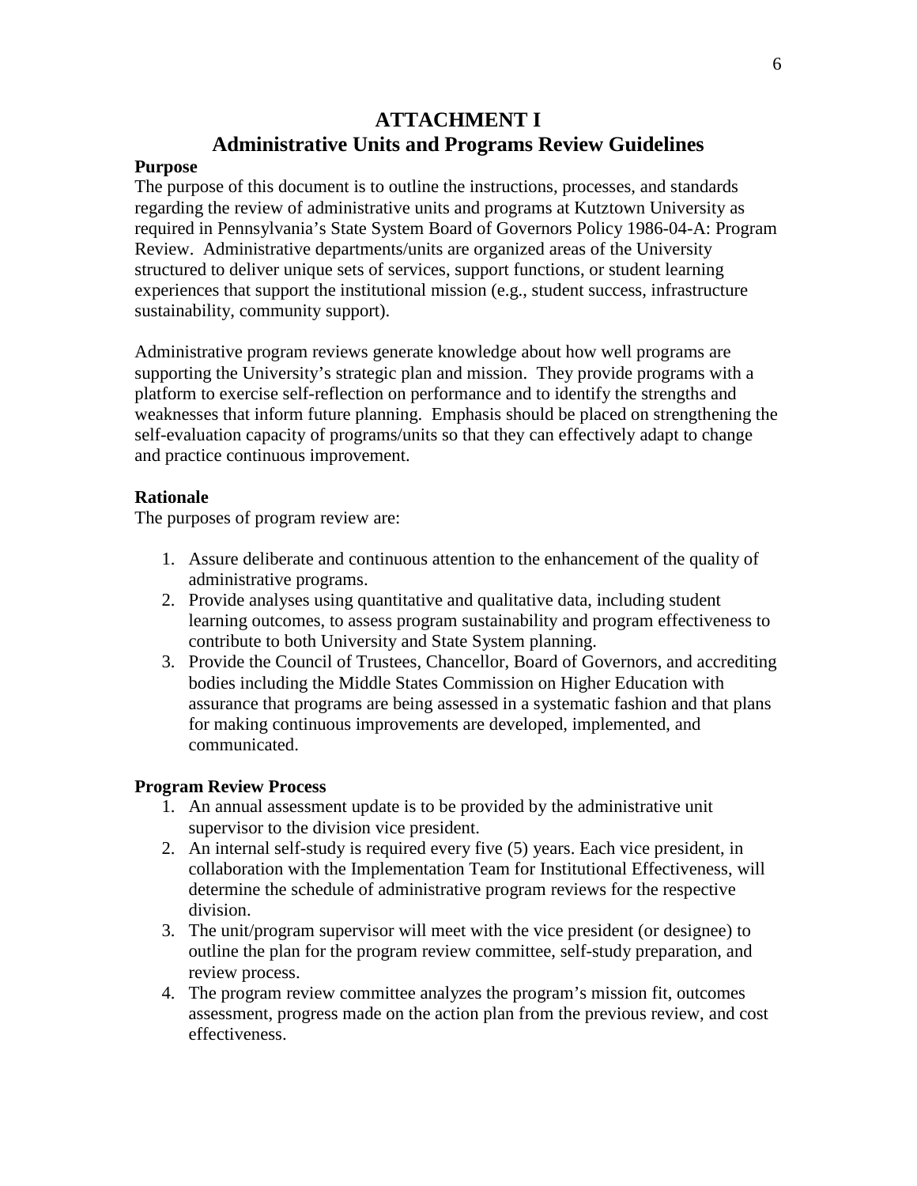# ATTACHMENT I
# Administrative Units and Programs Review Guidelines

**Purpose**

The purpose of this document is to outline the instructions, processes, and standards regarding the review of administrative units and programs at Kutztown University as required in Pennsylvania's State System Board of Governors Policy 1986-04-A: Program Review. Administrative departments/units are organized areas of the University structured to deliver unique sets of services, support functions, or student learning experiences that support the institutional mission (e.g., student success, infrastructure sustainability, community support).

Administrative program reviews generate knowledge about how well programs are supporting the University's strategic plan and mission. They provide programs with a platform to exercise self-reflection on performance and to identify the strengths and weaknesses that inform future planning. Emphasis should be placed on strengthening the self-evaluation capacity of programs/units so that they can effectively adapt to change and practice continuous improvement.

**Rationale**

The purposes of program review are:

1. Assure deliberate and continuous attention to the enhancement of the quality of administrative programs.
2. Provide analyses using quantitative and qualitative data, including student learning outcomes, to assess program sustainability and program effectiveness to contribute to both University and State System planning.
3. Provide the Council of Trustees, Chancellor, Board of Governors, and accrediting bodies including the Middle States Commission on Higher Education with assurance that programs are being assessed in a systematic fashion and that plans for making continuous improvements are developed, implemented, and communicated.

**Program Review Process**

1. An annual assessment update is to be provided by the administrative unit supervisor to the division vice president.
2. An internal self-study is required every five (5) years. Each vice president, in collaboration with the Implementation Team for Institutional Effectiveness, will determine the schedule of administrative program reviews for the respective division.
3. The unit/program supervisor will meet with the vice president (or designee) to outline the plan for the program review committee, self-study preparation, and review process.
4. The program review committee analyzes the program's mission fit, outcomes assessment, progress made on the action plan from the previous review, and cost effectiveness.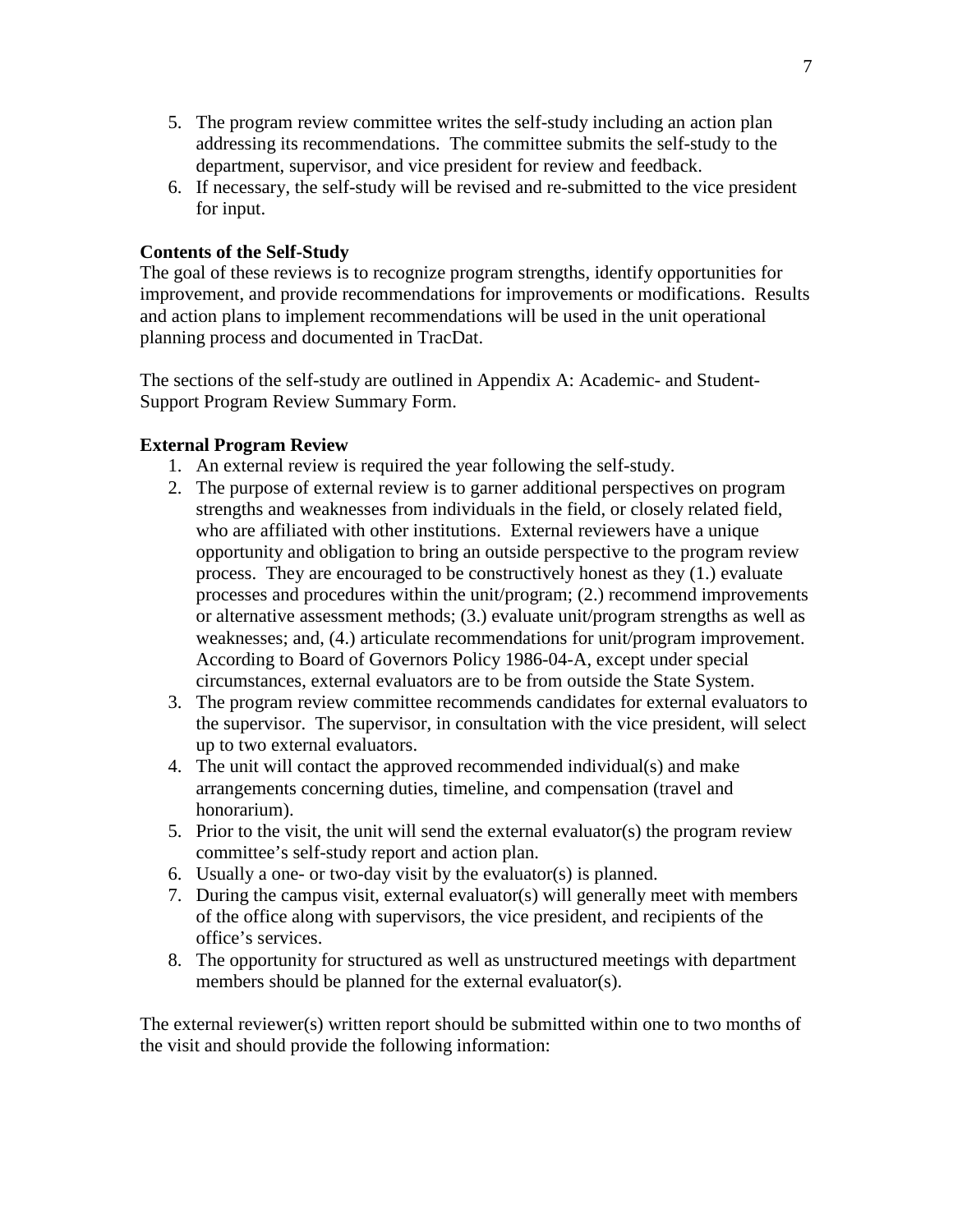5. The program review committee writes the self-study including an action plan addressing its recommendations. The committee submits the self-study to the department, supervisor, and vice president for review and feedback.
6. If necessary, the self-study will be revised and re-submitted to the vice president for input.

**Contents of the Self-Study**

The goal of these reviews is to recognize program strengths, identify opportunities for improvement, and provide recommendations for improvements or modifications. Results and action plans to implement recommendations will be used in the unit operational planning process and documented in TracDat.

The sections of the self-study are outlined in Appendix A: Academic- and Student-Support Program Review Summary Form.

**External Program Review**

1. An external review is required the year following the self-study.
2. The purpose of external review is to garner additional perspectives on program strengths and weaknesses from individuals in the field, or closely related field, who are affiliated with other institutions. External reviewers have a unique opportunity and obligation to bring an outside perspective to the program review process. They are encouraged to be constructively honest as they (1.) evaluate processes and procedures within the unit/program; (2.) recommend improvements or alternative assessment methods; (3.) evaluate unit/program strengths as well as weaknesses; and, (4.) articulate recommendations for unit/program improvement. According to Board of Governors Policy 1986-04-A, except under special circumstances, external evaluators are to be from outside the State System.
3. The program review committee recommends candidates for external evaluators to the supervisor. The supervisor, in consultation with the vice president, will select up to two external evaluators.
4. The unit will contact the approved recommended individual(s) and make arrangements concerning duties, timeline, and compensation (travel and honorarium).
5. Prior to the visit, the unit will send the external evaluator(s) the program review committee's self-study report and action plan.
6. Usually a one- or two-day visit by the evaluator(s) is planned.
7. During the campus visit, external evaluator(s) will generally meet with members of the office along with supervisors, the vice president, and recipients of the office's services.
8. The opportunity for structured as well as unstructured meetings with department members should be planned for the external evaluator(s).

The external reviewer(s) written report should be submitted within one to two months of the visit and should provide the following information: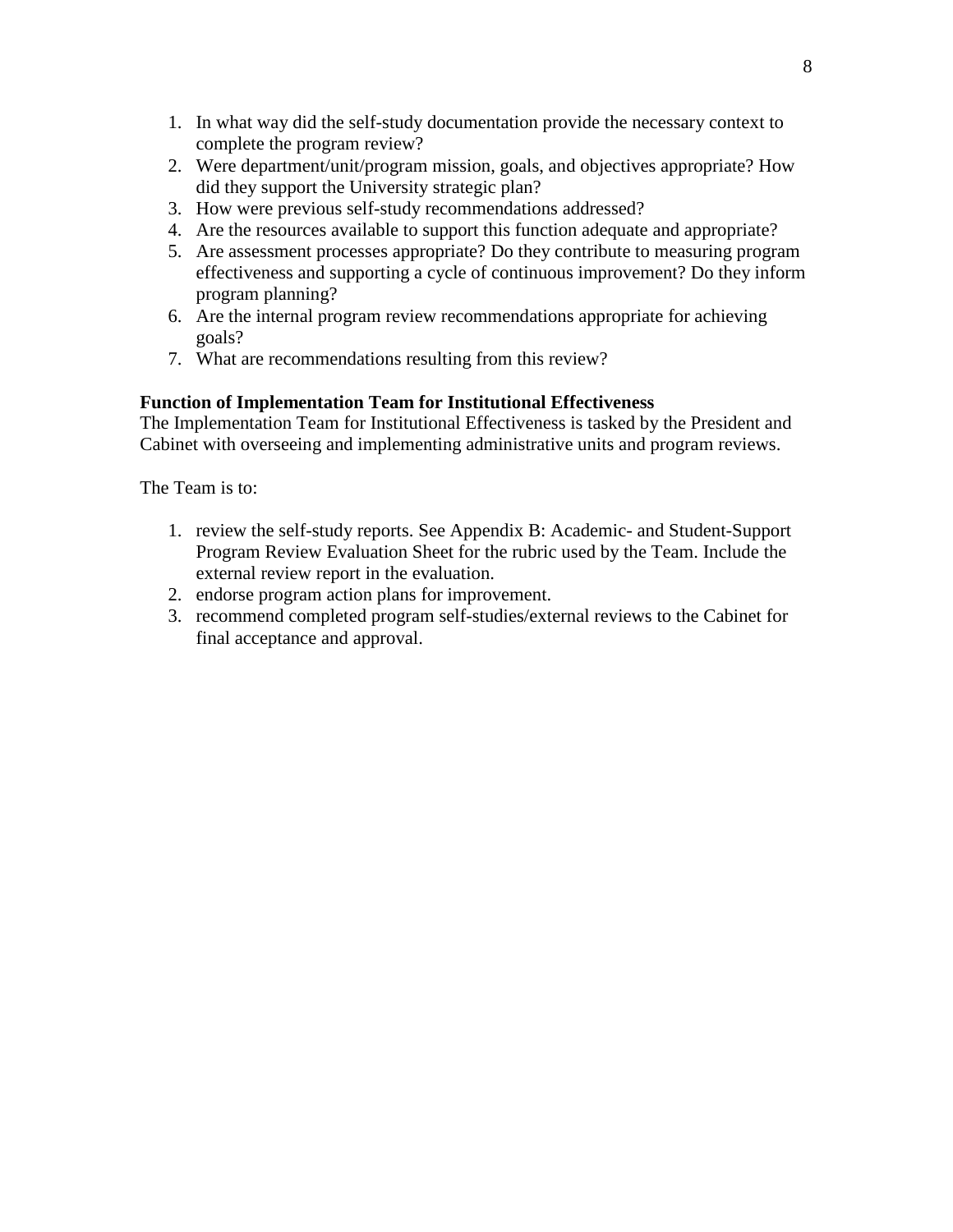1. In what way did the self-study documentation provide the necessary context to complete the program review?
2. Were department/unit/program mission, goals, and objectives appropriate? How did they support the University strategic plan?
3. How were previous self-study recommendations addressed?
4. Are the resources available to support this function adequate and appropriate?
5. Are assessment processes appropriate? Do they contribute to measuring program effectiveness and supporting a cycle of continuous improvement? Do they inform program planning?
6. Are the internal program review recommendations appropriate for achieving goals?
7. What are recommendations resulting from this review?

**Function of Implementation Team for Institutional Effectiveness**

The Implementation Team for Institutional Effectiveness is tasked by the President and Cabinet with overseeing and implementing administrative units and program reviews.

The Team is to:

1. review the self-study reports. See Appendix B: Academic- and Student-Support Program Review Evaluation Sheet for the rubric used by the Team. Include the external review report in the evaluation.
2. endorse program action plans for improvement.
3. recommend completed program self-studies/external reviews to the Cabinet for final acceptance and approval.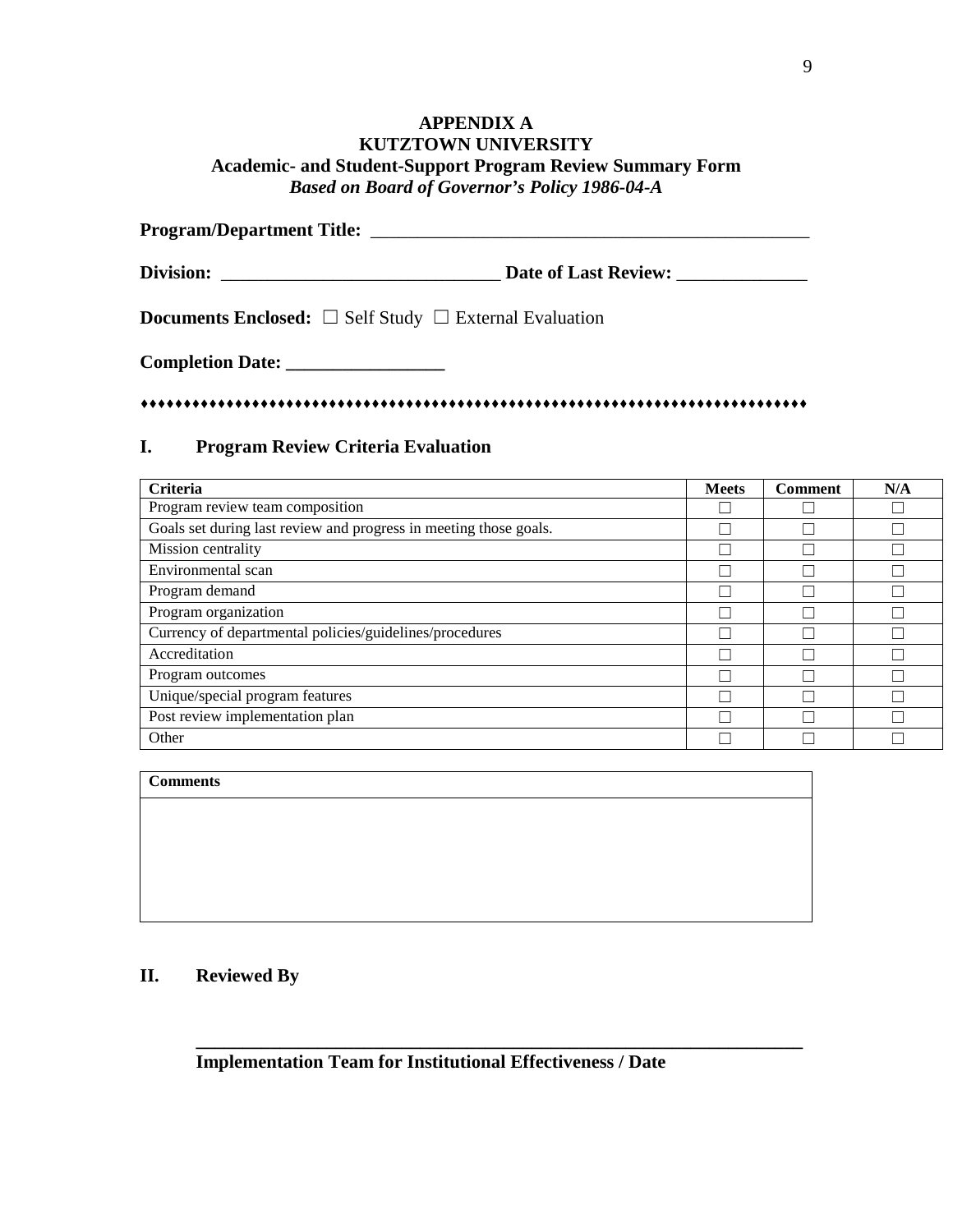**APPENDIX A**
**KUTZTOWN UNIVERSITY**
**Academic- and Student-Support Program Review Summary Form**
***Based on Board of Governor's Policy 1986-04-A***

**Program/Department Title:** ___________________________________________________

**Division:** ______________________________ **Date of Last Review:** ______________

**Documents Enclosed:** ☐ Self Study ☐ External Evaluation

**Completion Date:** _________________

♦♦♦♦♦♦♦♦♦♦♦♦♦♦♦♦♦♦♦♦♦♦♦♦♦♦♦♦♦♦♦♦♦♦♦♦♦♦♦♦♦♦♦♦♦♦♦♦♦♦♦♦♦♦♦♦♦♦♦♦♦♦♦♦♦♦♦♦♦♦♦♦♦♦♦♦♦♦♦♦

## I. Program Review Criteria Evaluation

| Criteria | Meets | Comment | N/A |
|---|---|---|---|
| Program review team composition | ☐ | ☐ | ☐ |
| Goals set during last review and progress in meeting those goals. | ☐ | ☐ | ☐ |
| Mission centrality | ☐ | ☐ | ☐ |
| Environmental scan | ☐ | ☐ | ☐ |
| Program demand | ☐ | ☐ | ☐ |
| Program organization | ☐ | ☐ | ☐ |
| Currency of departmental policies/guidelines/procedures | ☐ | ☐ | ☐ |
| Accreditation | ☐ | ☐ | ☐ |
| Program outcomes | ☐ | ☐ | ☐ |
| Unique/special program features | ☐ | ☐ | ☐ |
| Post review implementation plan | ☐ | ☐ | ☐ |
| Other | ☐ | ☐ | ☐ |

| **Comments** |
|---|
| |

## II. Reviewed By

_________________________________________________________________

**Implementation Team for Institutional Effectiveness / Date**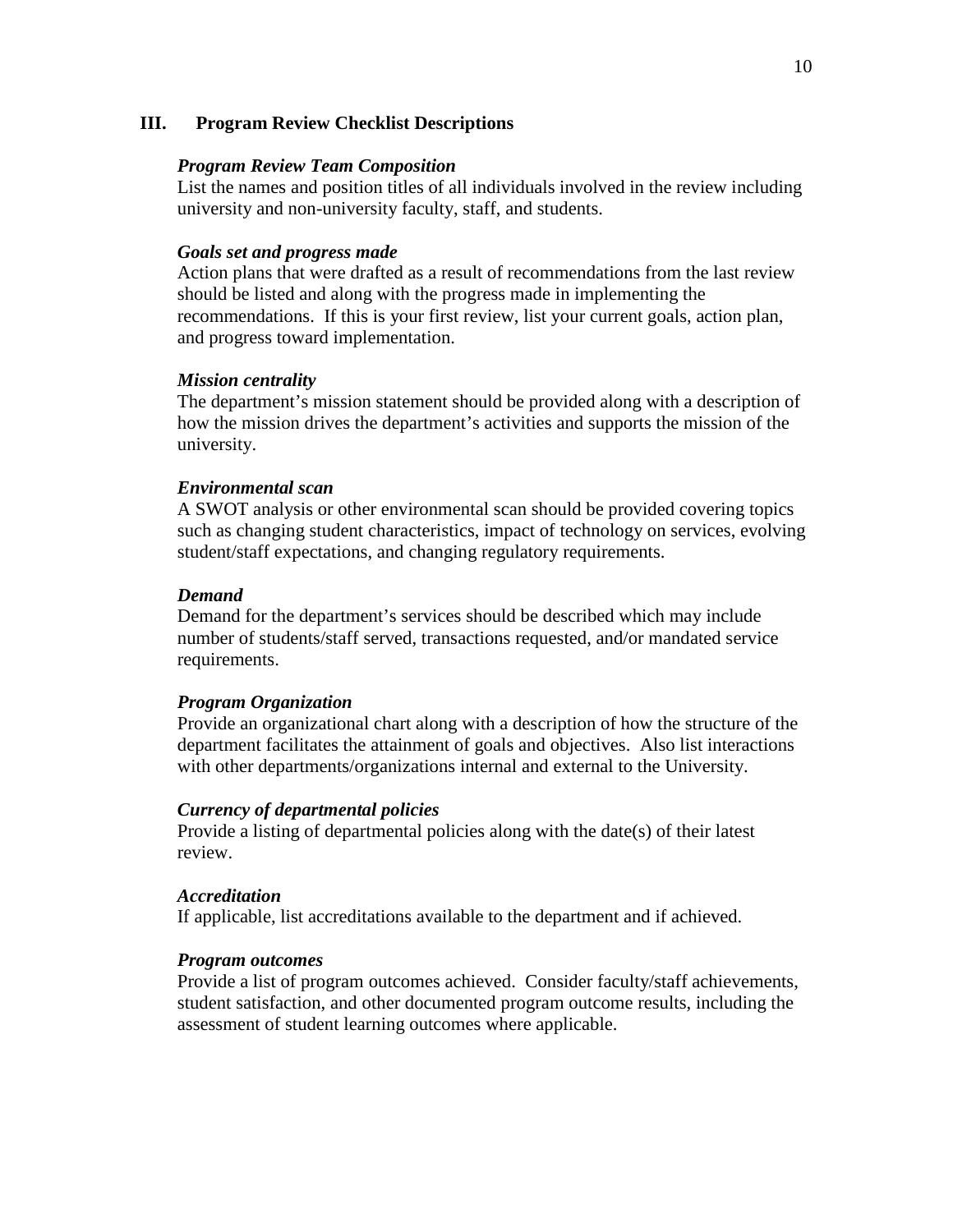## III. Program Review Checklist Descriptions

***Program Review Team Composition***

List the names and position titles of all individuals involved in the review including university and non-university faculty, staff, and students.

***Goals set and progress made***

Action plans that were drafted as a result of recommendations from the last review should be listed and along with the progress made in implementing the recommendations. If this is your first review, list your current goals, action plan, and progress toward implementation.

***Mission centrality***

The department's mission statement should be provided along with a description of how the mission drives the department's activities and supports the mission of the university.

***Environmental scan***

A SWOT analysis or other environmental scan should be provided covering topics such as changing student characteristics, impact of technology on services, evolving student/staff expectations, and changing regulatory requirements.

***Demand***

Demand for the department's services should be described which may include number of students/staff served, transactions requested, and/or mandated service requirements.

***Program Organization***

Provide an organizational chart along with a description of how the structure of the department facilitates the attainment of goals and objectives. Also list interactions with other departments/organizations internal and external to the University.

***Currency of departmental policies***

Provide a listing of departmental policies along with the date(s) of their latest review.

***Accreditation***

If applicable, list accreditations available to the department and if achieved.

***Program outcomes***

Provide a list of program outcomes achieved. Consider faculty/staff achievements, student satisfaction, and other documented program outcome results, including the assessment of student learning outcomes where applicable.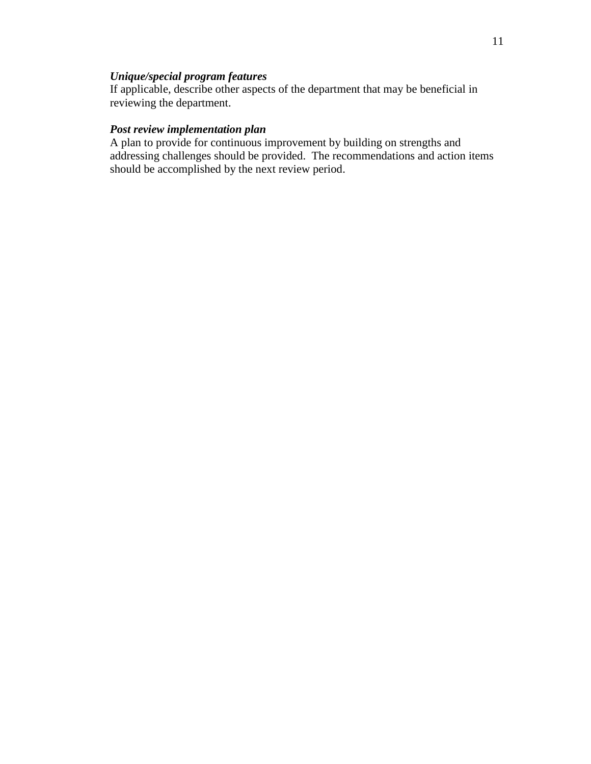***Unique/special program features***

If applicable, describe other aspects of the department that may be beneficial in reviewing the department.

***Post review implementation plan***

A plan to provide for continuous improvement by building on strengths and addressing challenges should be provided. The recommendations and action items should be accomplished by the next review period.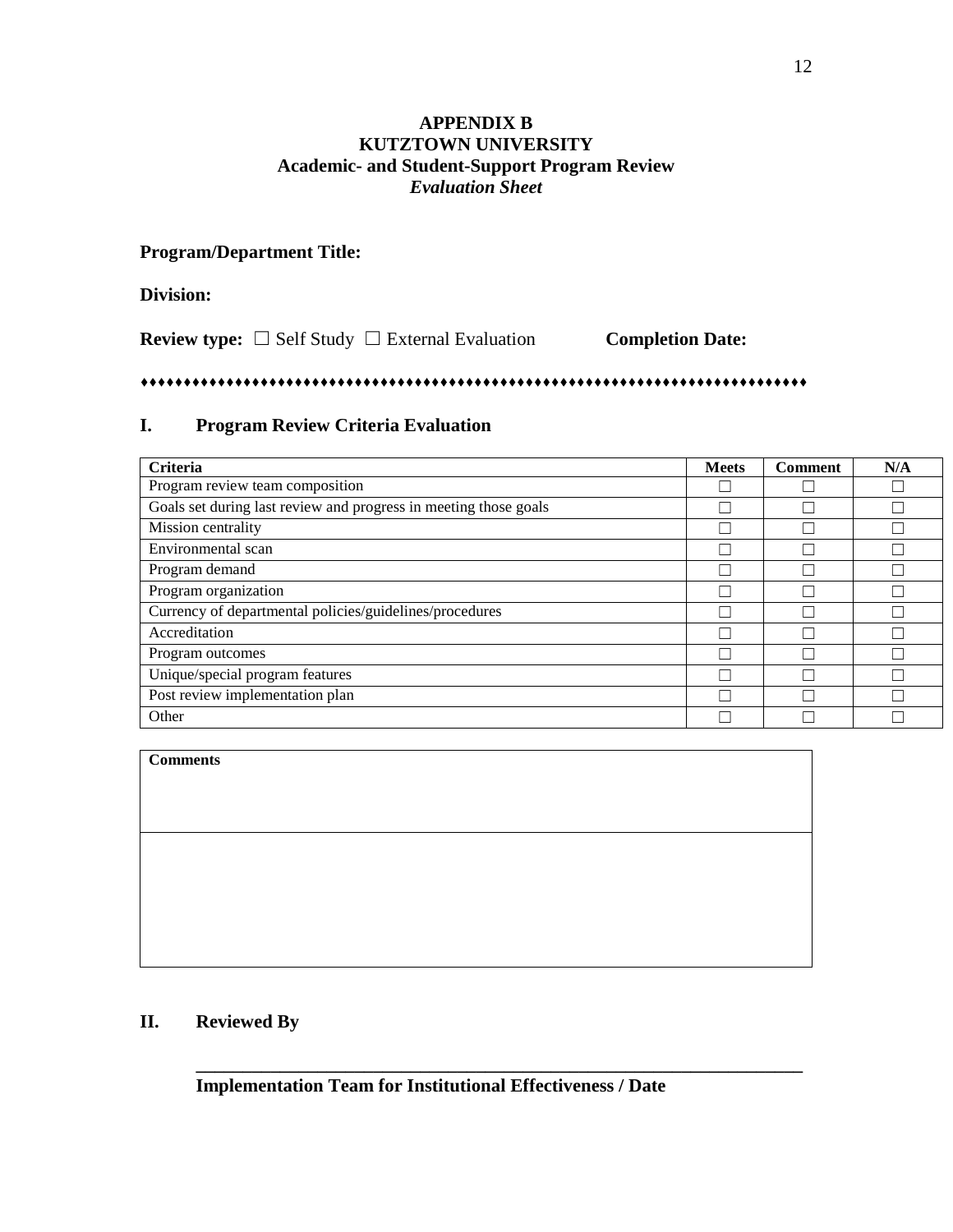**APPENDIX B**
**KUTZTOWN UNIVERSITY**
**Academic- and Student-Support Program Review**
***Evaluation Sheet***

**Program/Department Title:**

**Division:**

**Review type:** ☐ Self Study ☐ External Evaluation **Completion Date:**

♦♦♦♦♦♦♦♦♦♦♦♦♦♦♦♦♦♦♦♦♦♦♦♦♦♦♦♦♦♦♦♦♦♦♦♦♦♦♦♦♦♦♦♦♦♦♦♦♦♦♦♦♦♦♦♦♦♦♦♦♦♦♦♦♦♦♦♦♦♦♦♦♦♦♦♦♦♦

## I. Program Review Criteria Evaluation

| Criteria | Meets | Comment | N/A |
|---|---|---|---|
| Program review team composition | ☐ | ☐ | ☐ |
| Goals set during last review and progress in meeting those goals | ☐ | ☐ | ☐ |
| Mission centrality | ☐ | ☐ | ☐ |
| Environmental scan | ☐ | ☐ | ☐ |
| Program demand | ☐ | ☐ | ☐ |
| Program organization | ☐ | ☐ | ☐ |
| Currency of departmental policies/guidelines/procedures | ☐ | ☐ | ☐ |
| Accreditation | ☐ | ☐ | ☐ |
| Program outcomes | ☐ | ☐ | ☐ |
| Unique/special program features | ☐ | ☐ | ☐ |
| Post review implementation plan | ☐ | ☐ | ☐ |
| Other | ☐ | ☐ | ☐ |

| **Comments** |
|---|
| |

## II. Reviewed By

\_\_\_\_\_\_\_\_\_\_\_\_\_\_\_\_\_\_\_\_\_\_\_\_\_\_\_\_\_\_\_\_\_\_\_\_\_\_\_\_\_\_\_\_\_\_\_\_\_\_\_\_\_\_\_\_\_\_\_\_

**Implementation Team for Institutional Effectiveness / Date**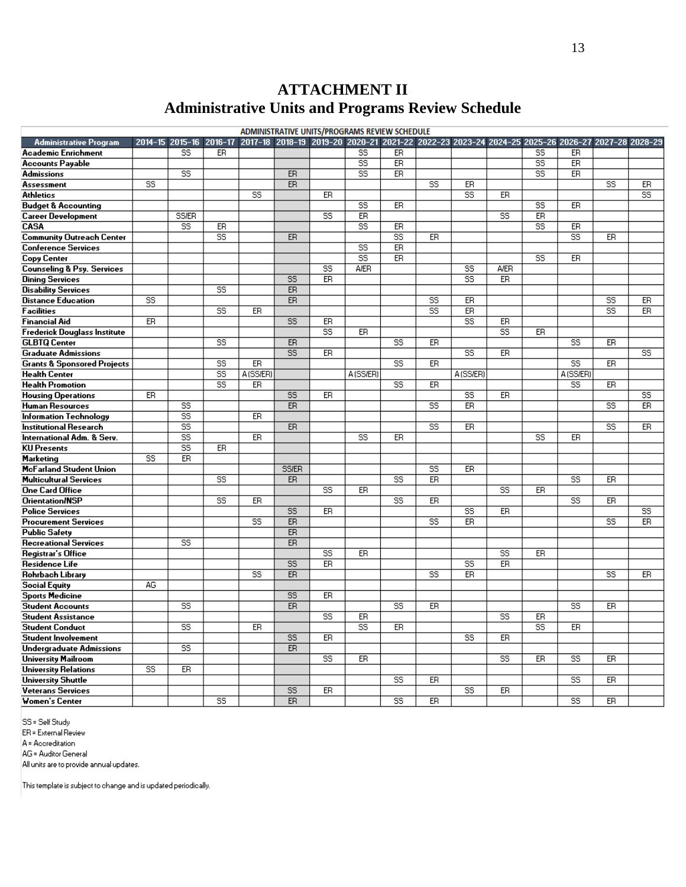# ATTACHMENT II
## Administrative Units and Programs Review Schedule

ADMINISTRATIVE UNITS/PROGRAMS REVIEW SCHEDULE

| Administrative Program | 2014-15 | 2015-16 | 2016-17 | 2017-18 | 2018-19 | 2019-20 | 2020-21 | 2021-22 | 2022-23 | 2023-24 | 2024-25 | 2025-26 | 2026-27 | 2027-28 | 2028-29 |
|---|---|---|---|---|---|---|---|---|---|---|---|---|---|---|---|
| Academic Enrichment | | SS | ER | | | | SS | ER | | | | SS | ER | | |
| Accounts Payable | | | | | | | SS | ER | | | | SS | ER | | |
| Admissions | | SS | | | ER | | SS | ER | | | | SS | ER | | |
| Assessment | SS | | | | ER | | | | SS | ER | | | | SS | ER |
| Athletics | | | | SS | | ER | | | | SS | ER | | | | SS |
| Budget & Accounting | | | | | | | SS | ER | | | | SS | ER | | |
| Career Development | | SS/ER | | | | SS | ER | | | | SS | ER | | | |
| CASA | | SS | ER | | | | SS | ER | | | | SS | ER | | |
| Community Outreach Center | | | SS | | ER | | | SS | ER | | | | SS | ER | |
| Conference Services | | | | | | | SS | ER | | | | | | | |
| Copy Center | | | | | | | SS | ER | | | | SS | ER | | |
| Counseling & Psy. Services | | | | | | SS | A/ER | | | SS | A/ER | | | | |
| Dining Services | | | | | SS | ER | | | | SS | ER | | | | |
| Disability Services | | | SS | | ER | | | | | | | | | | |
| Distance Education | SS | | | | ER | | | | SS | ER | | | | SS | ER |
| Facilities | | | SS | ER | | | | | SS | ER | | | | SS | ER |
| Financial Aid | ER | | | | SS | ER | | | | SS | ER | | | | |
| Frederick Douglass Institute | | | | | | SS | ER | | | | SS | ER | | | |
| GLBTQ Center | | | SS | | ER | | | SS | ER | | | | SS | ER | |
| Graduate Admissions | | | | | SS | ER | | | | SS | ER | | | | SS |
| Grants & Sponsored Projects | | | SS | ER | | | | SS | ER | | | | SS | ER | |
| Health Center | | | SS | A (SS/ER) | | | A (SS/ER) | | | A (SS/ER) | | | A (SS/ER) | | |
| Health Promotion | | | SS | ER | | | | SS | ER | | | | SS | ER | |
| Housing Operations | ER | | | | SS | ER | | | | SS | ER | | | | SS |
| Human Resources | | SS | | | ER | | | | SS | ER | | | | SS | ER |
| Information Technology | | SS | | ER | | | | | | | | | | | |
| Institutional Research | | SS | | | ER | | | | SS | ER | | | | SS | ER |
| International Adm. & Serv. | | SS | | ER | | | SS | ER | | | | SS | ER | | |
| KU Presents | | SS | ER | | | | | | | | | | | | |
| Marketing | SS | ER | | | | | | | | | | | | | |
| McFarland Student Union | | | | | SS/ER | | | | SS | ER | | | | | |
| Multicultural Services | | | SS | | ER | | | SS | ER | | | | SS | ER | |
| One Card Office | | | | | | SS | ER | | | | SS | ER | | | |
| Orientation/NSP | | | SS | ER | | | | SS | ER | | | | SS | ER | |
| Police Services | | | | | SS | ER | | | | SS | ER | | | | SS |
| Procurement Services | | | | SS | ER | | | | SS | ER | | | | SS | ER |
| Public Safety | | | | | ER | | | | | | | | | | |
| Recreational Services | | SS | | | ER | | | | | | | | | | |
| Registrar's Office | | | | | | SS | ER | | | | SS | ER | | | |
| Residence Life | | | | | SS | ER | | | | SS | ER | | | | |
| Rohrbach Library | | | | SS | ER | | | | SS | ER | | | | SS | ER |
| Social Equity | AG | | | | | | | | | | | | | | |
| Sports Medicine | | | | | SS | ER | | | | | | | | | |
| Student Accounts | | SS | | | ER | | | SS | ER | | | | SS | ER | |
| Student Assistance | | | | | | SS | ER | | | | SS | ER | | | |
| Student Conduct | | SS | | ER | | | SS | ER | | | | SS | ER | | |
| Student Involvement | | | | | SS | ER | | | | SS | ER | | | | |
| Undergraduate Admissions | | SS | | | ER | | | | | | | | | | |
| University Mailroom | | | | | | SS | ER | | | | SS | ER | SS | ER | |
| University Relations | SS | ER | | | | | | | | | | | | | |
| University Shuttle | | | | | | | | SS | ER | | | | SS | ER | |
| Veterans Services | | | | | SS | ER | | | | SS | ER | | | | |
| Women's Center | | | SS | | ER | | | SS | ER | | | | SS | ER | |

SS = Self Study
ER = External Review
A = Accreditation
AG = Auditor General
All units are to provide annual updates.

This template is subject to change and is updated periodically.